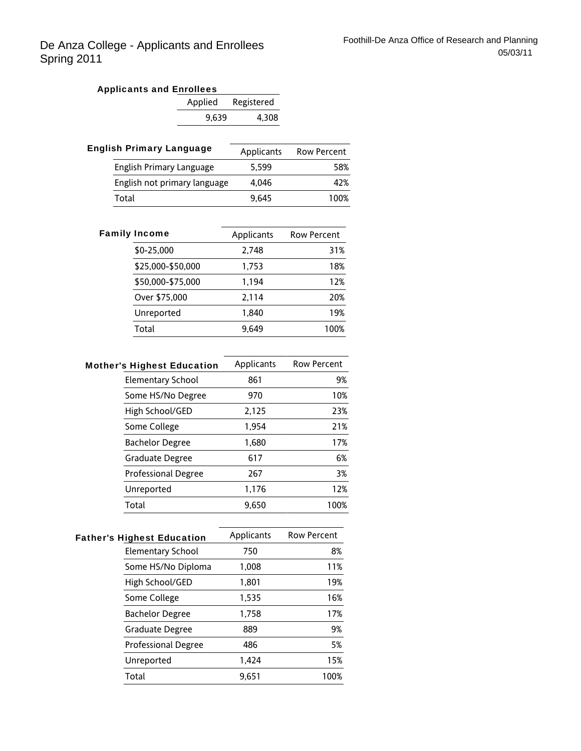# De Anza College - Applicants and Enrollees
# Spring 2011

Foothill-De Anza Office of Research and Planning
05/03/11

### Applicants and Enrollees

| Applied | Registered |
|---|---|
| 9,639 | 4,308 |

### English Primary Language

| English Primary Language | Applicants | Row Percent |
|---|---|---|
| English Primary Language | 5,599 | 58% |
| English not primary language | 4,046 | 42% |
| Total | 9,645 | 100% |

### Family Income

| Family Income | Applicants | Row Percent |
|---|---|---|
| $0-25,000 | 2,748 | 31% |
| $25,000-$50,000 | 1,753 | 18% |
| $50,000-$75,000 | 1,194 | 12% |
| Over $75,000 | 2,114 | 20% |
| Unreported | 1,840 | 19% |
| Total | 9,649 | 100% |

### Mother's Highest Education

| Mother's Highest Education | Applicants | Row Percent |
|---|---|---|
| Elementary School | 861 | 9% |
| Some HS/No Degree | 970 | 10% |
| High School/GED | 2,125 | 23% |
| Some College | 1,954 | 21% |
| Bachelor Degree | 1,680 | 17% |
| Graduate Degree | 617 | 6% |
| Professional Degree | 267 | 3% |
| Unreported | 1,176 | 12% |
| Total | 9,650 | 100% |

### Father's Highest Education

| Father's Highest Education | Applicants | Row Percent |
|---|---|---|
| Elementary School | 750 | 8% |
| Some HS/No Diploma | 1,008 | 11% |
| High School/GED | 1,801 | 19% |
| Some College | 1,535 | 16% |
| Bachelor Degree | 1,758 | 17% |
| Graduate Degree | 889 | 9% |
| Professional Degree | 486 | 5% |
| Unreported | 1,424 | 15% |
| Total | 9,651 | 100% |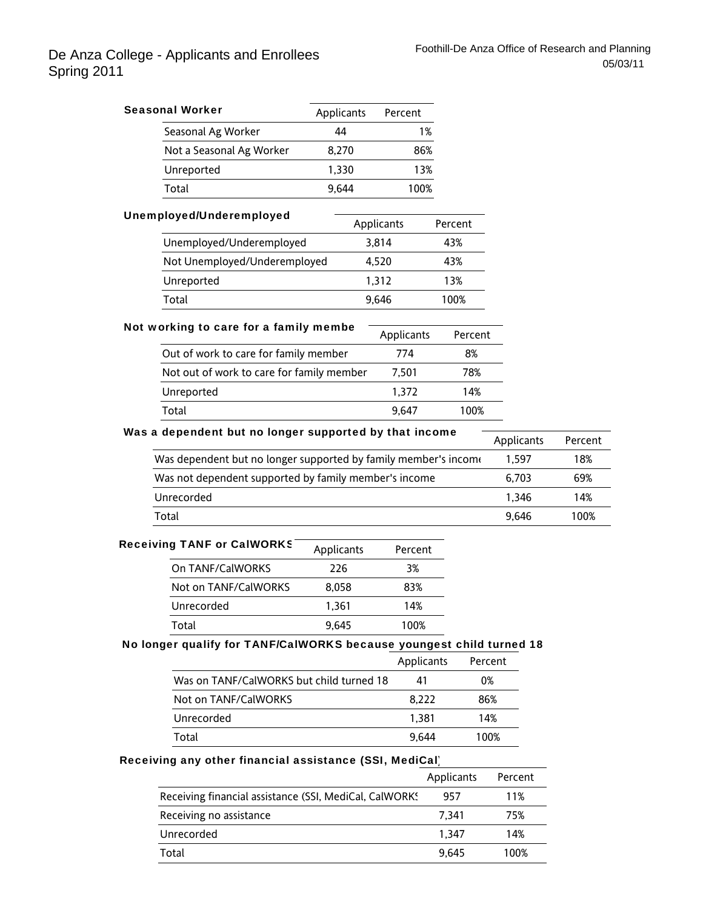De Anza College - Applicants and Enrollees
Spring 2011

Foothill-De Anza Office of Research and Planning
05/03/11

### Seasonal Worker

| | Applicants | Percent |
|---|---|---|
| Seasonal Ag Worker | 44 | 1% |
| Not a Seasonal Ag Worker | 8,270 | 86% |
| Unreported | 1,330 | 13% |
| Total | 9,644 | 100% |

### Unemployed/Underemployed

| | Applicants | Percent |
|---|---|---|
| Unemployed/Underemployed | 3,814 | 43% |
| Not Unemployed/Underemployed | 4,520 | 43% |
| Unreported | 1,312 | 13% |
| Total | 9,646 | 100% |

### Not working to care for a family membe

| | Applicants | Percent |
|---|---|---|
| Out of work to care for family member | 774 | 8% |
| Not out of work to care for family member | 7,501 | 78% |
| Unreported | 1,372 | 14% |
| Total | 9,647 | 100% |

### Was a dependent but no longer supported by that income

| | Applicants | Percent |
|---|---|---|
| Was dependent but no longer supported by family member's income | 1,597 | 18% |
| Was not dependent supported by family member's income | 6,703 | 69% |
| Unrecorded | 1,346 | 14% |
| Total | 9,646 | 100% |

### Receiving TANF or CalWORKS

| | Applicants | Percent |
|---|---|---|
| On TANF/CalWORKS | 226 | 3% |
| Not on TANF/CalWORKS | 8,058 | 83% |
| Unrecorded | 1,361 | 14% |
| Total | 9,645 | 100% |

### No longer qualify for TANF/CalWORKS because youngest child turned 18

| | Applicants | Percent |
|---|---|---|
| Was on TANF/CalWORKS but child turned 18 | 41 | 0% |
| Not on TANF/CalWORKS | 8,222 | 86% |
| Unrecorded | 1,381 | 14% |
| Total | 9,644 | 100% |

### Receiving any other financial assistance (SSI, MediCal)

| | Applicants | Percent |
|---|---|---|
| Receiving financial assistance (SSI, MediCal, CalWORKS | 957 | 11% |
| Receiving no assistance | 7,341 | 75% |
| Unrecorded | 1,347 | 14% |
| Total | 9,645 | 100% |